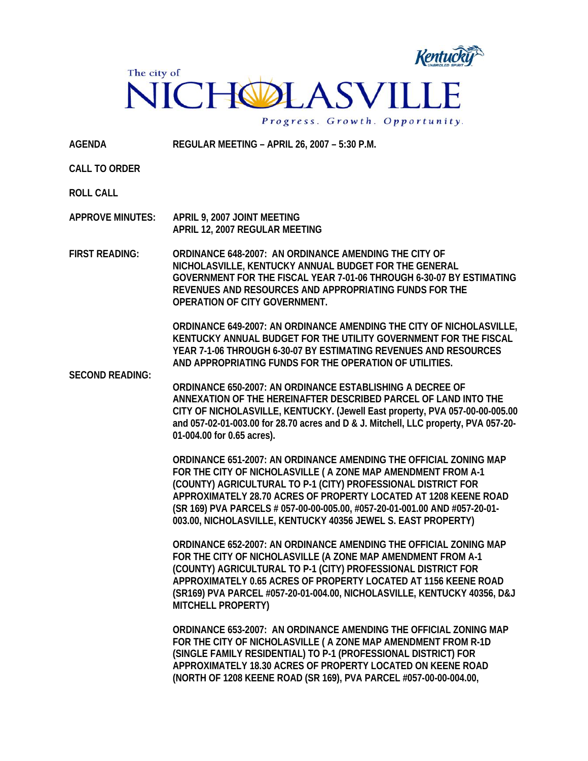The city of

# NICHOLASVILLE

Kentucky

*Progress. Growth. Opportunity.*

**AGENDA** **REGULAR MEETING – APRIL 26, 2007 – 5:30 P.M.**

**CALL TO ORDER**

**ROLL CALL**

**APPROVE MINUTES:** **APRIL 9, 2007 JOINT MEETING**
**APRIL 12, 2007 REGULAR MEETING**

**FIRST READING:** **ORDINANCE 648-2007: AN ORDINANCE AMENDING THE CITY OF NICHOLASVILLE, KENTUCKY ANNUAL BUDGET FOR THE GENERAL GOVERNMENT FOR THE FISCAL YEAR 7-01-06 THROUGH 6-30-07 BY ESTIMATING REVENUES AND RESOURCES AND APPROPRIATING FUNDS FOR THE OPERATION OF CITY GOVERNMENT.**

**ORDINANCE 649-2007: AN ORDINANCE AMENDING THE CITY OF NICHOLASVILLE, KENTUCKY ANNUAL BUDGET FOR THE UTILITY GOVERNMENT FOR THE FISCAL YEAR 7-1-06 THROUGH 6-30-07 BY ESTIMATING REVENUES AND RESOURCES AND APPROPRIATING FUNDS FOR THE OPERATION OF UTILITIES.**

**SECOND READING:**

**ORDINANCE 650-2007: AN ORDINANCE ESTABLISHING A DECREE OF ANNEXATION OF THE HEREINAFTER DESCRIBED PARCEL OF LAND INTO THE CITY OF NICHOLASVILLE, KENTUCKY. (Jewell East property, PVA 057-00-00-005.00 and 057-02-01-003.00 for 28.70 acres and D & J. Mitchell, LLC property, PVA 057-20-01-004.00 for 0.65 acres).**

**ORDINANCE 651-2007: AN ORDINANCE AMENDING THE OFFICIAL ZONING MAP FOR THE CITY OF NICHOLASVILLE ( A ZONE MAP AMENDMENT FROM A-1 (COUNTY) AGRICULTURAL TO P-1 (CITY) PROFESSIONAL DISTRICT FOR APPROXIMATELY 28.70 ACRES OF PROPERTY LOCATED AT 1208 KEENE ROAD (SR 169) PVA PARCELS # 057-00-00-005.00, #057-20-01-001.00 AND #057-20-01-003.00, NICHOLASVILLE, KENTUCKY 40356 JEWEL S. EAST PROPERTY)**

**ORDINANCE 652-2007: AN ORDINANCE AMENDING THE OFFICIAL ZONING MAP FOR THE CITY OF NICHOLASVILLE (A ZONE MAP AMENDMENT FROM A-1 (COUNTY) AGRICULTURAL TO P-1 (CITY) PROFESSIONAL DISTRICT FOR APPROXIMATELY 0.65 ACRES OF PROPERTY LOCATED AT 1156 KEENE ROAD (SR169) PVA PARCEL #057-20-01-004.00, NICHOLASVILLE, KENTUCKY 40356, D&J MITCHELL PROPERTY)**

**ORDINANCE 653-2007: AN ORDINANCE AMENDING THE OFFICIAL ZONING MAP FOR THE CITY OF NICHOLASVILLE ( A ZONE MAP AMENDMENT FROM R-1D (SINGLE FAMILY RESIDENTIAL) TO P-1 (PROFESSIONAL DISTRICT) FOR APPROXIMATELY 18.30 ACRES OF PROPERTY LOCATED ON KEENE ROAD (NORTH OF 1208 KEENE ROAD (SR 169), PVA PARCEL #057-00-00-004.00,**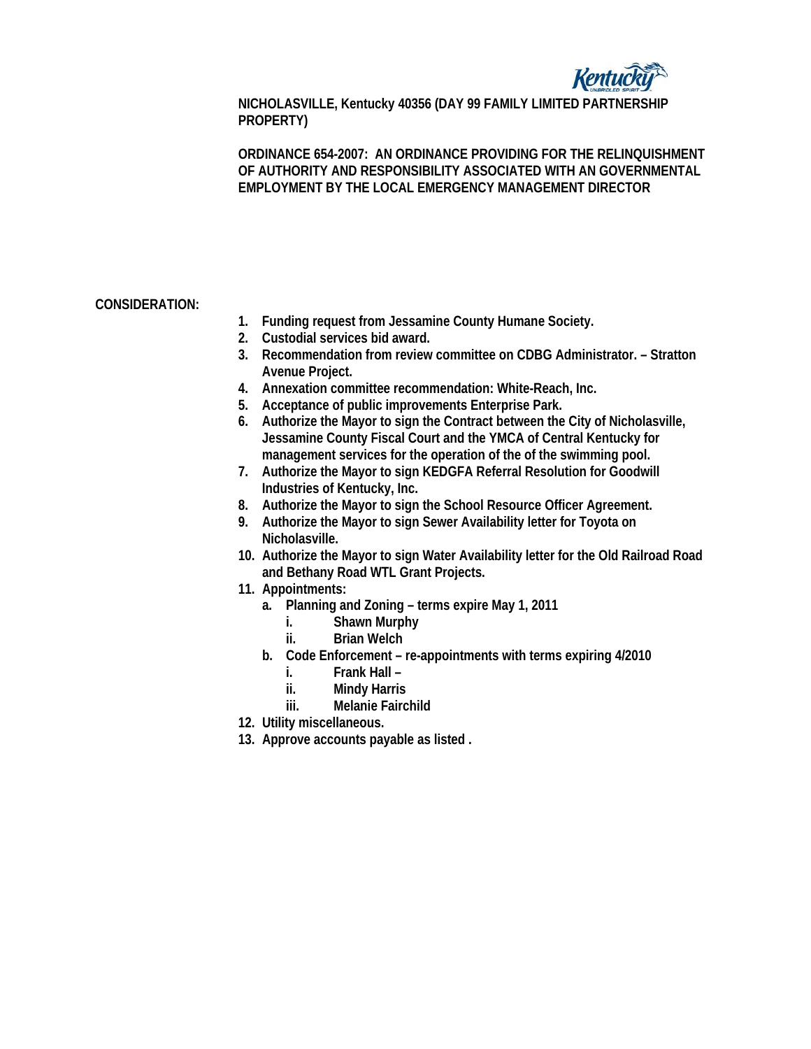**NICHOLASVILLE, Kentucky 40356 (DAY 99 FAMILY LIMITED PARTNERSHIP PROPERTY)**

**ORDINANCE 654-2007: AN ORDINANCE PROVIDING FOR THE RELINQUISHMENT OF AUTHORITY AND RESPONSIBILITY ASSOCIATED WITH AN GOVERNMENTAL EMPLOYMENT BY THE LOCAL EMERGENCY MANAGEMENT DIRECTOR**

**CONSIDERATION:**

1. **Funding request from Jessamine County Humane Society.**
2. **Custodial services bid award.**
3. **Recommendation from review committee on CDBG Administrator. – Stratton Avenue Project.**
4. **Annexation committee recommendation: White-Reach, Inc.**
5. **Acceptance of public improvements Enterprise Park.**
6. **Authorize the Mayor to sign the Contract between the City of Nicholasville, Jessamine County Fiscal Court and the YMCA of Central Kentucky for management services for the operation of the of the swimming pool.**
7. **Authorize the Mayor to sign KEDGFA Referral Resolution for Goodwill Industries of Kentucky, Inc.**
8. **Authorize the Mayor to sign the School Resource Officer Agreement.**
9. **Authorize the Mayor to sign Sewer Availability letter for Toyota on Nicholasville.**
10. **Authorize the Mayor to sign Water Availability letter for the Old Railroad Road and Bethany Road WTL Grant Projects.**
11. **Appointments:**
    a. **Planning and Zoning – terms expire May 1, 2011**
        i. **Shawn Murphy**
        ii. **Brian Welch**
    b. **Code Enforcement – re-appointments with terms expiring 4/2010**
        i. **Frank Hall –**
        ii. **Mindy Harris**
        iii. **Melanie Fairchild**
12. **Utility miscellaneous.**
13. **Approve accounts payable as listed .**